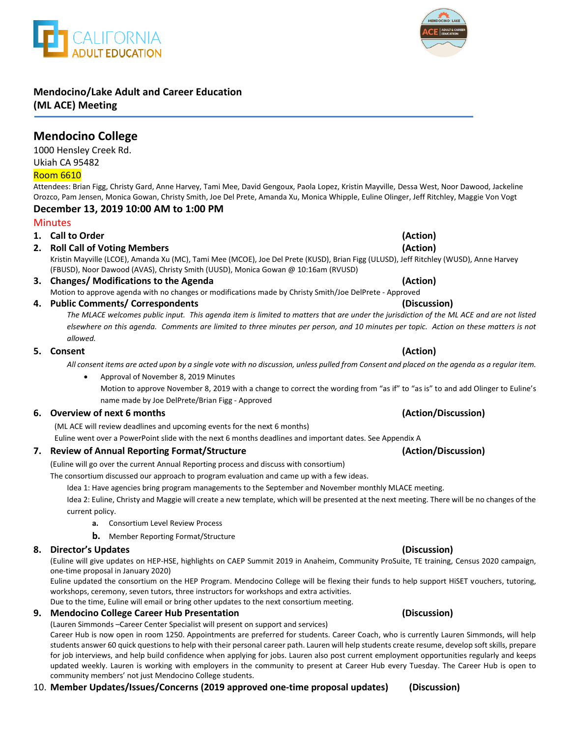**Mendocino/Lake Adult and Career Education (ML ACE) Meeting**

## Mendocino College

1000 Hensley Creek Rd.
Ukiah CA 95482
Room 6610

Attendees: Brian Figg, Christy Gard, Anne Harvey, Tami Mee, David Gengoux, Paola Lopez, Kristin Mayville, Dessa West, Noor Dawood, Jackeline Orozco, Pam Jensen, Monica Gowan, Christy Smith, Joe Del Prete, Amanda Xu, Monica Whipple, Euline Olinger, Jeff Ritchley, Maggie Von Vogt

### December 13, 2019 10:00 AM to 1:00 PM

Minutes

1. **Call to Order** **(Action)**
2. **Roll Call of Voting Members** **(Action)**
   Kristin Mayville (LCOE), Amanda Xu (MC), Tami Mee (MCOE), Joe Del Prete (KUSD), Brian Figg (ULUSD), Jeff Ritchley (WUSD), Anne Harvey (FBUSD), Noor Dawood (AVAS), Christy Smith (UUSD), Monica Gowan @ 10:16am (RVUSD)
3. **Changes/ Modifications to the Agenda** **(Action)**
   Motion to approve agenda with no changes or modifications made by Christy Smith/Joe DelPrete - Approved
4. **Public Comments/ Correspondents** **(Discussion)**
   *The MLACE welcomes public input. This agenda item is limited to matters that are under the jurisdiction of the ML ACE and are not listed elsewhere on this agenda. Comments are limited to three minutes per person, and 10 minutes per topic. Action on these matters is not allowed.*
5. **Consent** **(Action)**
   *All consent items are acted upon by a single vote with no discussion, unless pulled from Consent and placed on the agenda as a regular item.*
   - Approval of November 8, 2019 Minutes
     Motion to approve November 8, 2019 with a change to correct the wording from "as if" to "as is" to and add Olinger to Euline's name made by Joe DelPrete/Brian Figg - Approved
6. **Overview of next 6 months** **(Action/Discussion)**
   (ML ACE will review deadlines and upcoming events for the next 6 months)
   Euline went over a PowerPoint slide with the next 6 months deadlines and important dates. See Appendix A
7. **Review of Annual Reporting Format/Structure** **(Action/Discussion)**
   (Euline will go over the current Annual Reporting process and discuss with consortium)
   The consortium discussed our approach to program evaluation and came up with a few ideas.
   Idea 1: Have agencies bring program managements to the September and November monthly MLACE meeting.
   Idea 2: Euline, Christy and Maggie will create a new template, which will be presented at the next meeting. There will be no changes of the current policy.
   a. Consortium Level Review Process
   b. Member Reporting Format/Structure
8. **Director's Updates** **(Discussion)**
   (Euline will give updates on HEP-HSE, highlights on CAEP Summit 2019 in Anaheim, Community ProSuite, TE training, Census 2020 campaign, one-time proposal in January 2020)
   Euline updated the consortium on the HEP Program. Mendocino College will be flexing their funds to help support HiSET vouchers, tutoring, workshops, ceremony, seven tutors, three instructors for workshops and extra activities.
   Due to the time, Euline will email or bring other updates to the next consortium meeting.
9. **Mendocino College Career Hub Presentation** **(Discussion)**
   (Lauren Simmonds –Career Center Specialist will present on support and services)
   Career Hub is now open in room 1250. Appointments are preferred for students. Career Coach, who is currently Lauren Simmonds, will help students answer 60 quick questions to help with their personal career path. Lauren will help students create resume, develop soft skills, prepare for job interviews, and help build confidence when applying for jobs. Lauren also post current employment opportunities regularly and keeps updated weekly. Lauren is working with employers in the community to present at Career Hub every Tuesday. The Career Hub is open to community members' not just Mendocino College students.
10. **Member Updates/Issues/Concerns (2019 approved one-time proposal updates)** **(Discussion)**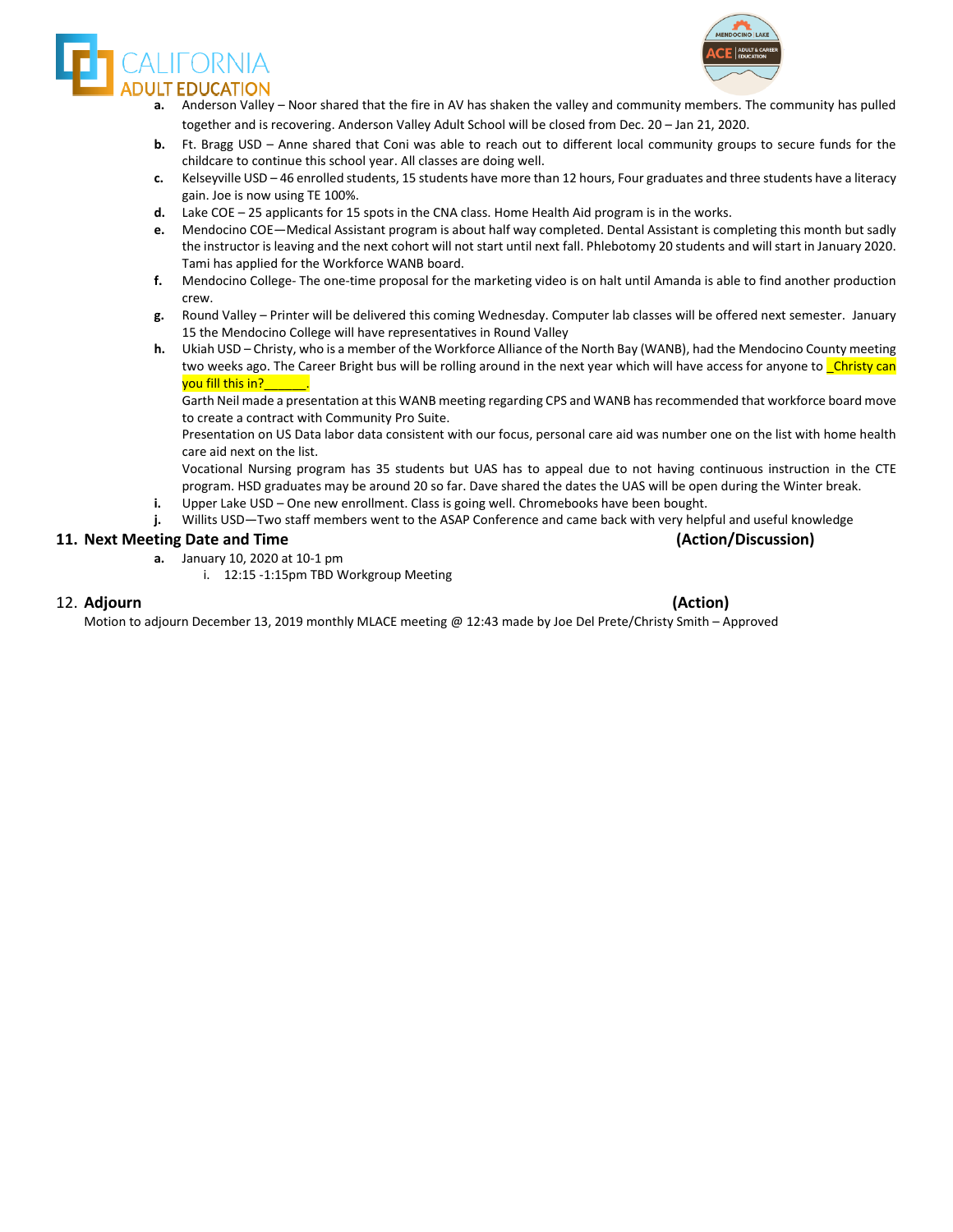a. Anderson Valley – Noor shared that the fire in AV has shaken the valley and community members. The community has pulled together and is recovering. Anderson Valley Adult School will be closed from Dec. 20 – Jan 21, 2020.

b. Ft. Bragg USD – Anne shared that Coni was able to reach out to different local community groups to secure funds for the childcare to continue this school year. All classes are doing well.

c. Kelseyville USD – 46 enrolled students, 15 students have more than 12 hours, Four graduates and three students have a literacy gain. Joe is now using TE 100%.

d. Lake COE – 25 applicants for 15 spots in the CNA class. Home Health Aid program is in the works.

e. Mendocino COE—Medical Assistant program is about half way completed. Dental Assistant is completing this month but sadly the instructor is leaving and the next cohort will not start until next fall. Phlebotomy 20 students and will start in January 2020. Tami has applied for the Workforce WANB board.

f. Mendocino College- The one-time proposal for the marketing video is on halt until Amanda is able to find another production crew.

g. Round Valley – Printer will be delivered this coming Wednesday. Computer lab classes will be offered next semester. January 15 the Mendocino College will have representatives in Round Valley

h. Ukiah USD – Christy, who is a member of the Workforce Alliance of the North Bay (WANB), had the Mendocino County meeting two weeks ago. The Career Bright bus will be rolling around in the next year which will have access for anyone to _Christy can you fill this in?______.

   Garth Neil made a presentation at this WANB meeting regarding CPS and WANB has recommended that workforce board move to create a contract with Community Pro Suite.

   Presentation on US Data labor data consistent with our focus, personal care aid was number one on the list with home health care aid next on the list.

   Vocational Nursing program has 35 students but UAS has to appeal due to not having continuous instruction in the CTE program. HSD graduates may be around 20 so far. Dave shared the dates the UAS will be open during the Winter break.

i. Upper Lake USD – One new enrollment. Class is going well. Chromebooks have been bought.

j. Willits USD—Two staff members went to the ASAP Conference and came back with very helpful and useful knowledge

## 11. Next Meeting Date and Time (Action/Discussion)

a. January 10, 2020 at 10-1 pm

   i. 12:15 -1:15pm TBD Workgroup Meeting

## 12. Adjourn (Action)

Motion to adjourn December 13, 2019 monthly MLACE meeting @ 12:43 made by Joe Del Prete/Christy Smith – Approved